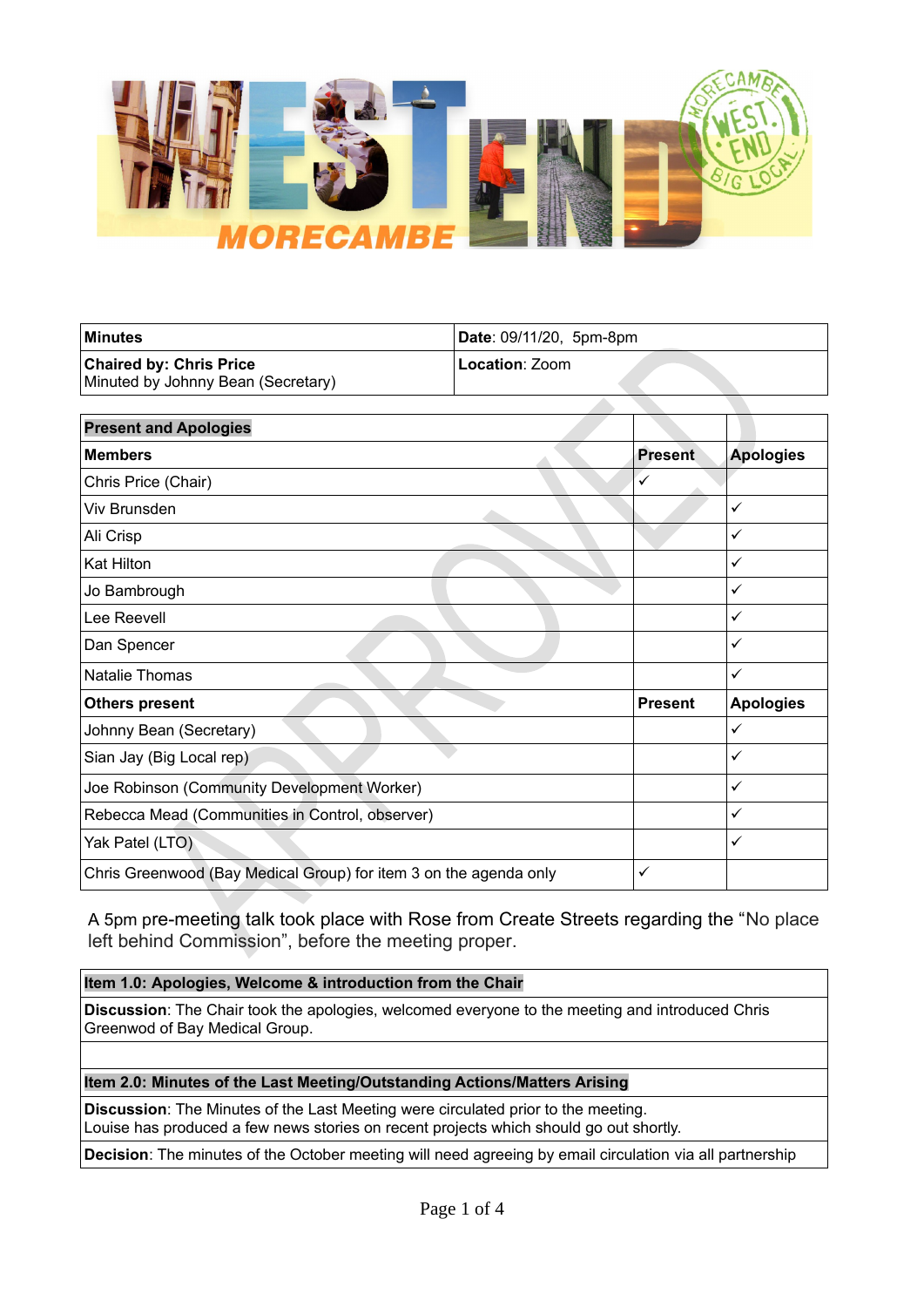| **Minutes** | **Date**: 09/11/20, 5pm-8pm |
|---|---|
| **Chaired by: Chris Price**<br>Minuted by Johnny Bean (Secretary) | **Location**: Zoom |

| **Present and Apologies** | | |
|---|---|---|
| **Members** | **Present** | **Apologies** |
| Chris Price (Chair) | ✓ | |
| Viv Brunsden | | ✓ |
| Ali Crisp | | ✓ |
| Kat Hilton | | ✓ |
| Jo Bambrough | | ✓ |
| Lee Reevell | | ✓ |
| Dan Spencer | | ✓ |
| Natalie Thomas | | ✓ |
| **Others present** | **Present** | **Apologies** |
| Johnny Bean (Secretary) | | ✓ |
| Sian Jay (Big Local rep) | | ✓ |
| Joe Robinson (Community Development Worker) | | ✓ |
| Rebecca Mead (Communities in Control, observer) | | ✓ |
| Yak Patel (LTO) | | ✓ |
| Chris Greenwood (Bay Medical Group) for item 3 on the agenda only | ✓ | |

A 5pm pre-meeting talk took place with Rose from Create Streets regarding the "No place left behind Commission", before the meeting proper.

| **Item 1.0: Apologies, Welcome & introduction from the Chair** |
|---|
| **Discussion**: The Chair took the apologies, welcomed everyone to the meeting and introduced Chris Greenwod of Bay Medical Group. |
| |
| **Item 2.0: Minutes of the Last Meeting/Outstanding Actions/Matters Arising** |
| **Discussion**: The Minutes of the Last Meeting were circulated prior to the meeting.<br>Louise has produced a few news stories on recent projects which should go out shortly. |
| **Decision**: The minutes of the October meeting will need agreeing by email circulation via all partnership |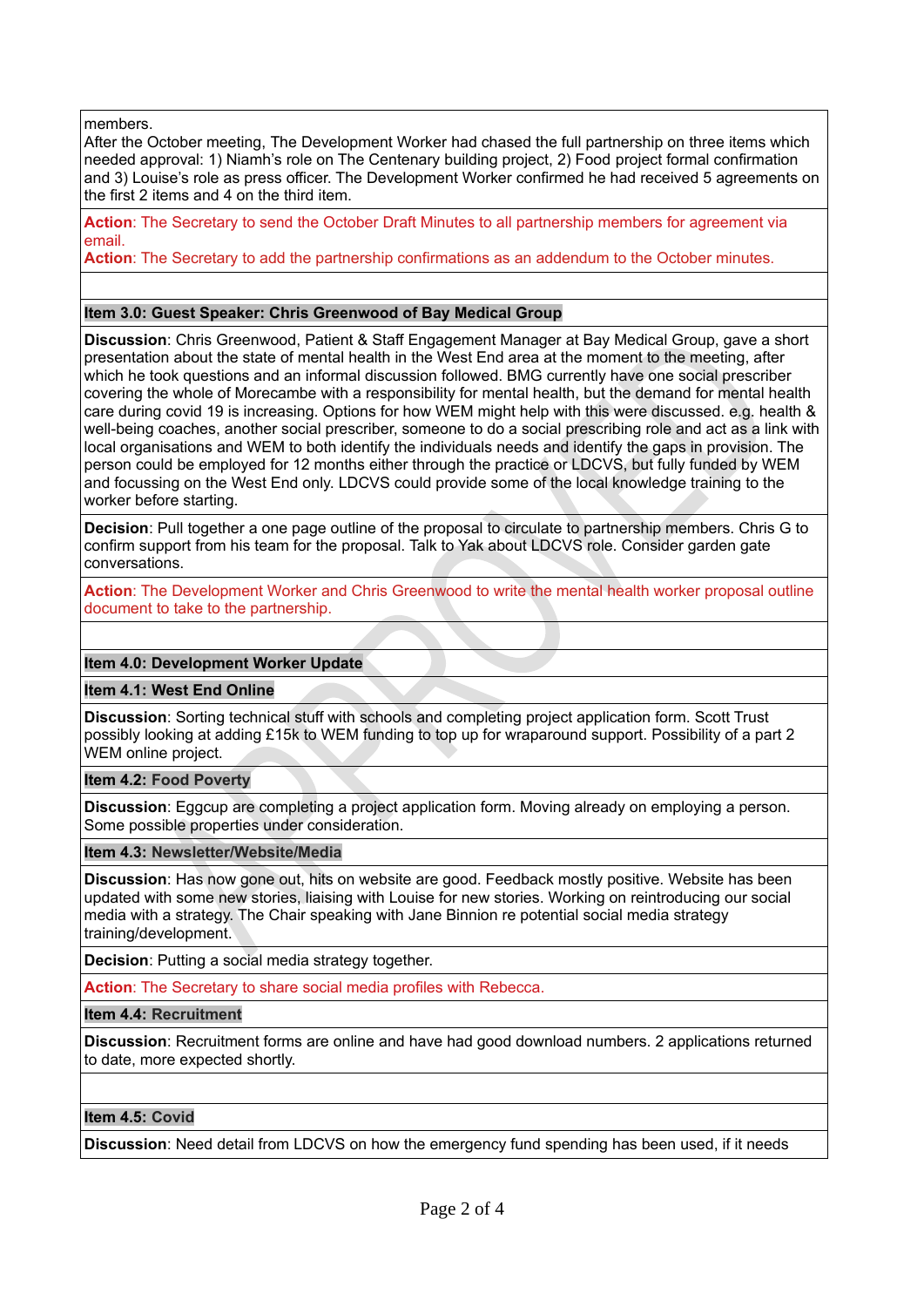members.
After the October meeting, The Development Worker had chased the full partnership on three items which needed approval: 1) Niamh's role on The Centenary building project, 2) Food project formal confirmation and 3) Louise's role as press officer. The Development Worker confirmed he had received 5 agreements on the first 2 items and 4 on the third item.

**Action**: The Secretary to send the October Draft Minutes to all partnership members for agreement via email.
**Action**: The Secretary to add the partnership confirmations as an addendum to the October minutes.

**Item 3.0: Guest Speaker: Chris Greenwood of Bay Medical Group**

**Discussion**: Chris Greenwood, Patient & Staff Engagement Manager at Bay Medical Group, gave a short presentation about the state of mental health in the West End area at the moment to the meeting, after which he took questions and an informal discussion followed. BMG currently have one social prescriber covering the whole of Morecambe with a responsibility for mental health, but the demand for mental health care during covid 19 is increasing. Options for how WEM might help with this were discussed. e.g. health & well-being coaches, another social prescriber, someone to do a social prescribing role and act as a link with local organisations and WEM to both identify the individuals needs and identify the gaps in provision. The person could be employed for 12 months either through the practice or LDCVS, but fully funded by WEM and focussing on the West End only. LDCVS could provide some of the local knowledge training to the worker before starting.

**Decision**: Pull together a one page outline of the proposal to circulate to partnership members. Chris G to confirm support from his team for the proposal. Talk to Yak about LDCVS role. Consider garden gate conversations.

**Action**: The Development Worker and Chris Greenwood to write the mental health worker proposal outline document to take to the partnership.

**Item 4.0: Development Worker Update**

**Item 4.1: West End Online**

**Discussion**: Sorting technical stuff with schools and completing project application form. Scott Trust possibly looking at adding £15k to WEM funding to top up for wraparound support. Possibility of a part 2 WEM online project.

**Item 4.2: Food Poverty**

**Discussion**: Eggcup are completing a project application form. Moving already on employing a person. Some possible properties under consideration.

**Item 4.3: Newsletter/Website/Media**

**Discussion**: Has now gone out, hits on website are good. Feedback mostly positive. Website has been updated with some new stories, liaising with Louise for new stories. Working on reintroducing our social media with a strategy. The Chair speaking with Jane Binnion re potential social media strategy training/development.

**Decision**: Putting a social media strategy together.

**Action**: The Secretary to share social media profiles with Rebecca.

**Item 4.4: Recruitment**

**Discussion**: Recruitment forms are online and have had good download numbers. 2 applications returned to date, more expected shortly.

**Item 4.5: Covid**

**Discussion**: Need detail from LDCVS on how the emergency fund spending has been used, if it needs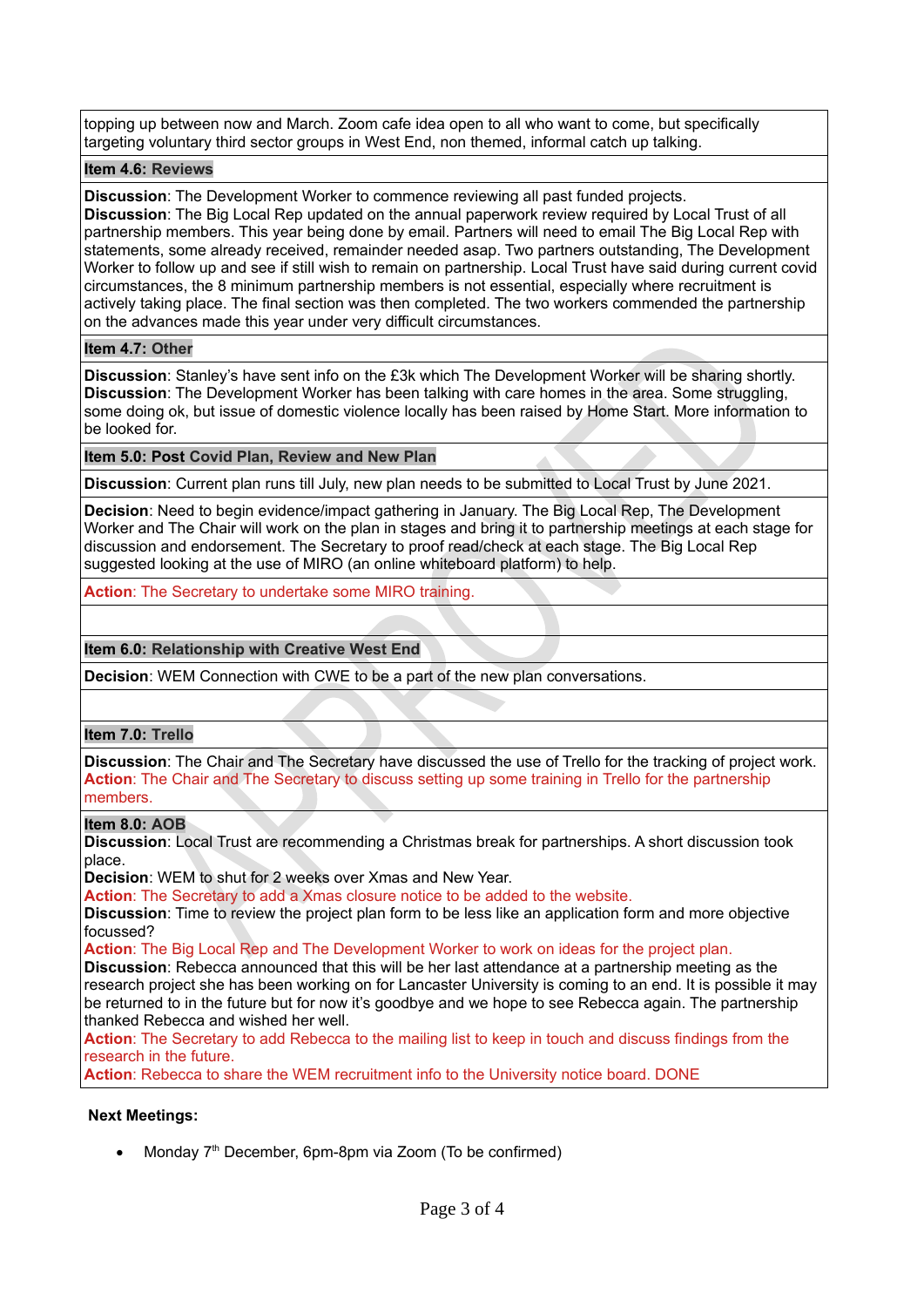topping up between now and March. Zoom cafe idea open to all who want to come, but specifically targeting voluntary third sector groups in West End, non themed, informal catch up talking.

**Item 4.6: Reviews**

**Discussion**: The Development Worker to commence reviewing all past funded projects.
**Discussion**: The Big Local Rep updated on the annual paperwork review required by Local Trust of all partnership members. This year being done by email. Partners will need to email The Big Local Rep with statements, some already received, remainder needed asap. Two partners outstanding, The Development Worker to follow up and see if still wish to remain on partnership. Local Trust have said during current covid circumstances, the 8 minimum partnership members is not essential, especially where recruitment is actively taking place. The final section was then completed. The two workers commended the partnership on the advances made this year under very difficult circumstances.

**Item 4.7: Other**

**Discussion**: Stanley's have sent info on the £3k which The Development Worker will be sharing shortly.
**Discussion**: The Development Worker has been talking with care homes in the area. Some struggling, some doing ok, but issue of domestic violence locally has been raised by Home Start. More information to be looked for.

**Item 5.0: Post Covid Plan, Review and New Plan**

**Discussion**: Current plan runs till July, new plan needs to be submitted to Local Trust by June 2021.

**Decision**: Need to begin evidence/impact gathering in January. The Big Local Rep, The Development Worker and The Chair will work on the plan in stages and bring it to partnership meetings at each stage for discussion and endorsement. The Secretary to proof read/check at each stage. The Big Local Rep suggested looking at the use of MIRO (an online whiteboard platform) to help.

**Action**: The Secretary to undertake some MIRO training.

**Item 6.0: Relationship with Creative West End**

**Decision**: WEM Connection with CWE to be a part of the new plan conversations.

**Item 7.0: Trello**

**Discussion**: The Chair and The Secretary have discussed the use of Trello for the tracking of project work.
**Action**: The Chair and The Secretary to discuss setting up some training in Trello for the partnership members.

**Item 8.0: AOB**
**Discussion**: Local Trust are recommending a Christmas break for partnerships. A short discussion took place.
**Decision**: WEM to shut for 2 weeks over Xmas and New Year.
**Action**: The Secretary to add a Xmas closure notice to be added to the website.
**Discussion**: Time to review the project plan form to be less like an application form and more objective focussed?
**Action**: The Big Local Rep and The Development Worker to work on ideas for the project plan.
**Discussion**: Rebecca announced that this will be her last attendance at a partnership meeting as the research project she has been working on for Lancaster University is coming to an end. It is possible it may be returned to in the future but for now it's goodbye and we hope to see Rebecca again. The partnership thanked Rebecca and wished her well.
**Action**: The Secretary to add Rebecca to the mailing list to keep in touch and discuss findings from the research in the future.
**Action**: Rebecca to share the WEM recruitment info to the University notice board. DONE

**Next Meetings:**

- Monday 7th December, 6pm-8pm via Zoom (To be confirmed)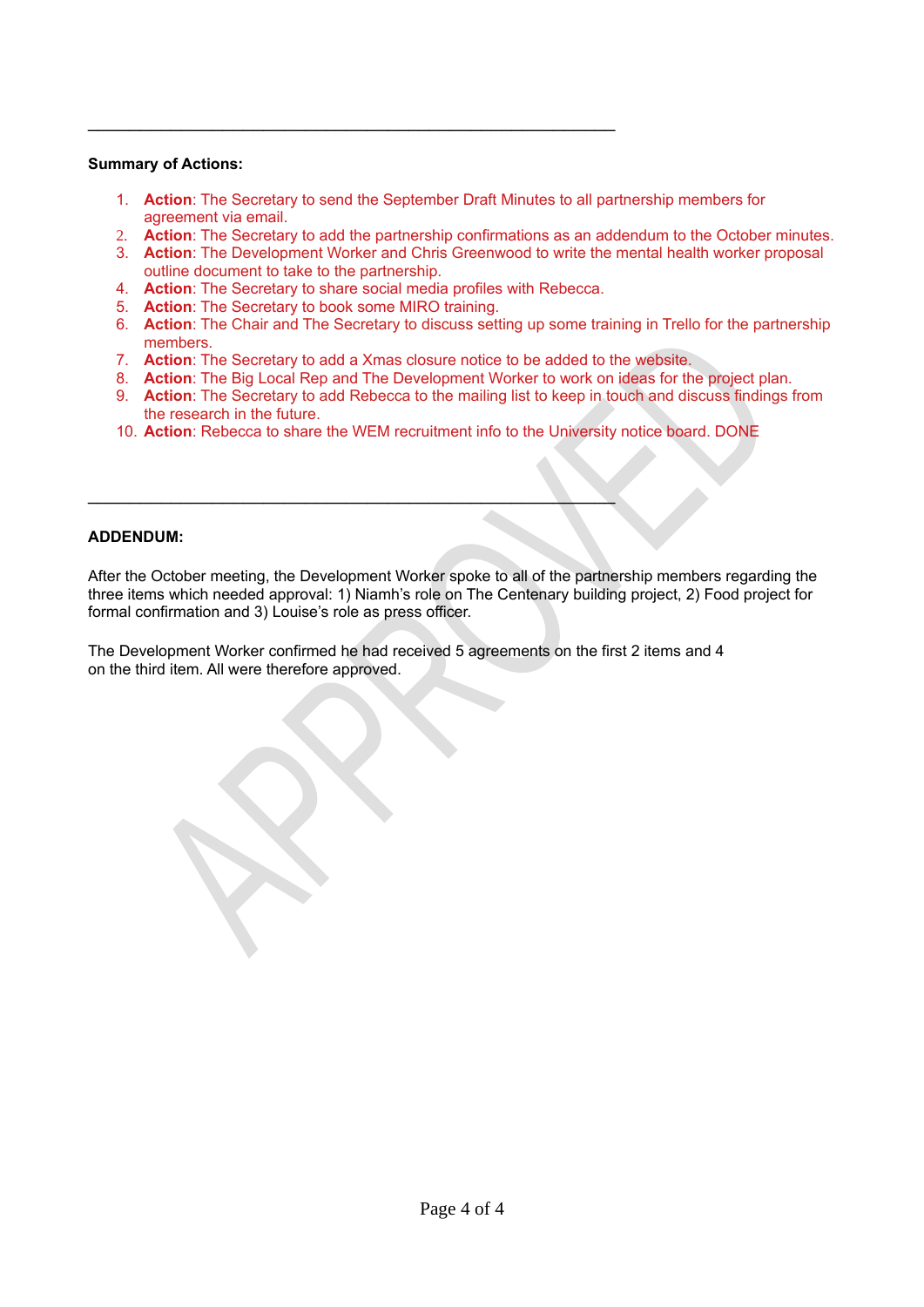---

**Summary of Actions:**

1. **Action**: The Secretary to send the September Draft Minutes to all partnership members for agreement via email.
2. **Action**: The Secretary to add the partnership confirmations as an addendum to the October minutes.
3. **Action**: The Development Worker and Chris Greenwood to write the mental health worker proposal outline document to take to the partnership.
4. **Action**: The Secretary to share social media profiles with Rebecca.
5. **Action**: The Secretary to book some MIRO training.
6. **Action**: The Chair and The Secretary to discuss setting up some training in Trello for the partnership members.
7. **Action**: The Secretary to add a Xmas closure notice to be added to the website.
8. **Action**: The Big Local Rep and The Development Worker to work on ideas for the project plan.
9. **Action**: The Secretary to add Rebecca to the mailing list to keep in touch and discuss findings from the research in the future.
10. **Action**: Rebecca to share the WEM recruitment info to the University notice board. DONE

---

**ADDENDUM:**

After the October meeting, the Development Worker spoke to all of the partnership members regarding the three items which needed approval: 1) Niamh's role on The Centenary building project, 2) Food project for formal confirmation and 3) Louise's role as press officer.

The Development Worker confirmed he had received 5 agreements on the first 2 items and 4 on the third item. All were therefore approved.